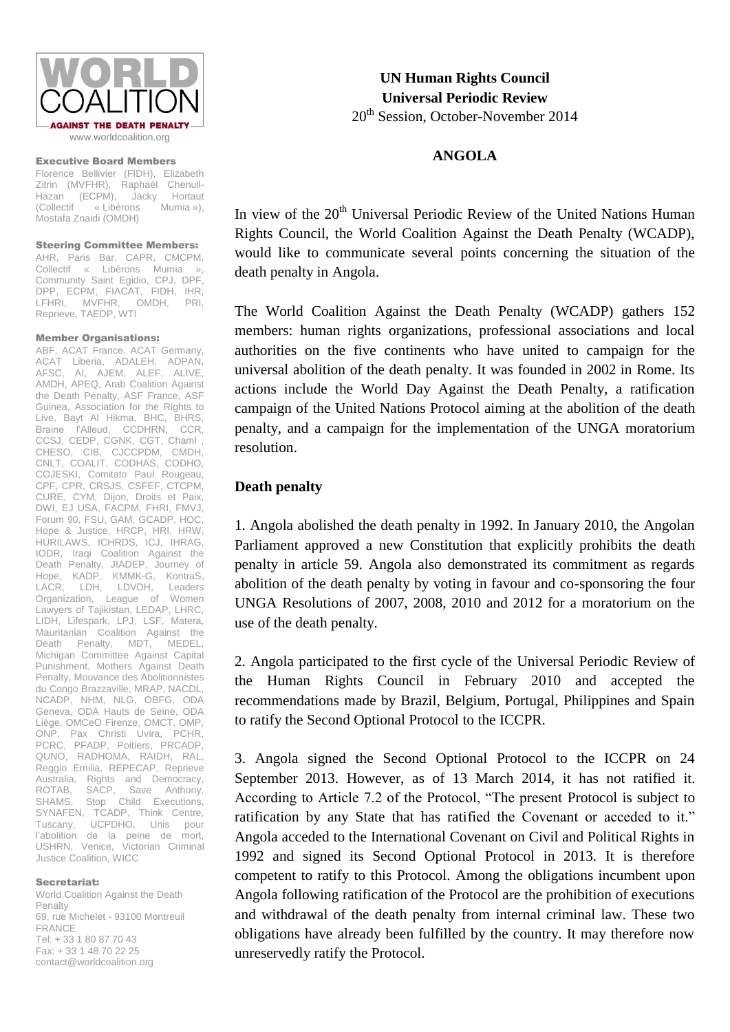WORLD COALITION AGAINST THE DEATH PENALTY

www.worldcoalition.org

**Executive Board Members**

Florence Bellivier (FIDH), Elizabeth Zitrin (MVFHR), Raphaël Chenuil-Hazan (ECPM), Jacky Hortaut (Collectif « Libérons Mumia »), Mostafa Znaidi (OMDH)

**Steering Committee Members:**

AHR, Paris Bar, CAPR, CMCPM, Collectif « Libérons Mumia », Community Saint Egidio, CPJ, DPF, DPP, ECPM, FIACAT, FIDH, IHR, LFHRI, MVFHR, OMDH, PRI, Reprieve, TAEDP, WTI

**Member Organisations:**

ABF, ACAT France, ACAT Germany, ACAT Liberia, ADALEH, ADPAN, AFSC, AI, AJEM, ALEF, ALIVE, AMDH, APEQ, Arab Coalition Against the Death Penalty, ASF France, ASF Guinea, Association for the Rights to Live, Bayt Al Hikma, BHC, BHRS, Braine l'Alleud, CCDHRN, CCR, CCSJ, CEDP, CGNK, CGT, Chaml , CHESO, CIB, CJCCPDM, CMDH, CNLT, COALIT, CODHAS, CODHO, COJESKI, Comitato Paul Rougeau, CPF, CPR, CRSJS, CSFEF, CTCPM, CURE, CYM, Dijon, Droits et Paix, DWI, EJ USA, FACPM, FHRI, FMVJ, Forum 90, FSU, GAM, GCADP, HOC, Hope & Justice, HRCP, HRI, HRW, HURILAWS, ICHRDS, ICJ, IHRAG, IODR, Iraqi Coalition Against the Death Penalty, JIADEP, Journey of Hope, KADP, KMMK-G, KontraS, LACR, LDH, LDVDH, Leaders Organization, League of Women Lawyers of Tajikistan, LEDAP, LHRC, LIDH, Lifespark, LPJ, LSF, Matera, Mauritanian Coalition Against the Death Penalty, MDT, MEDEL, Michigan Committee Against Capital Punishment, Mothers Against Death Penalty, Mouvance des Abolitionnistes du Congo Brazzaville, MRAP, NACDL, NCADP, NHM, NLG, OBFG, ODA Geneva, ODA Hauts de Seine, ODA Liège, OMCeO Firenze, OMCT, OMP, ONP, Pax Christi Uvira, PCHR, PCRC, PFADP, Poitiers, PRCADP, QUNO, RADHOMA, RAIDH, RAL, Reggio Emilia, REPECAP, Reprieve Australia, Rights and Democracy, ROTAB, SACP, Save Anthony, SHAMS, Stop Child Executions, SYNAFEN, TCADP, Think Centre, Tuscany, UCPDHO, Unis pour l'abolition de la peine de mort, USHRN, Venice, Victorian Criminal Justice Coalition, WICC

**Secretariat:**

World Coalition Against the Death Penalty
69, rue Michelet - 93100 Montreuil
FRANCE
Tel: + 33 1 80 87 70 43
Fax: + 33 1 48 70 22 25
contact@worldcoalition.org

**UN Human Rights Council**
**Universal Periodic Review**
20th Session, October-November 2014

**ANGOLA**

In view of the 20th Universal Periodic Review of the United Nations Human Rights Council, the World Coalition Against the Death Penalty (WCADP), would like to communicate several points concerning the situation of the death penalty in Angola.

The World Coalition Against the Death Penalty (WCADP) gathers 152 members: human rights organizations, professional associations and local authorities on the five continents who have united to campaign for the universal abolition of the death penalty. It was founded in 2002 in Rome. Its actions include the World Day Against the Death Penalty, a ratification campaign of the United Nations Protocol aiming at the abolition of the death penalty, and a campaign for the implementation of the UNGA moratorium resolution.

## Death penalty

1. Angola abolished the death penalty in 1992. In January 2010, the Angolan Parliament approved a new Constitution that explicitly prohibits the death penalty in article 59. Angola also demonstrated its commitment as regards abolition of the death penalty by voting in favour and co-sponsoring the four UNGA Resolutions of 2007, 2008, 2010 and 2012 for a moratorium on the use of the death penalty.

2. Angola participated to the first cycle of the Universal Periodic Review of the Human Rights Council in February 2010 and accepted the recommendations made by Brazil, Belgium, Portugal, Philippines and Spain to ratify the Second Optional Protocol to the ICCPR.

3. Angola signed the Second Optional Protocol to the ICCPR on 24 September 2013. However, as of 13 March 2014, it has not ratified it. According to Article 7.2 of the Protocol, "The present Protocol is subject to ratification by any State that has ratified the Covenant or acceded to it." Angola acceded to the International Covenant on Civil and Political Rights in 1992 and signed its Second Optional Protocol in 2013. It is therefore competent to ratify to this Protocol. Among the obligations incumbent upon Angola following ratification of the Protocol are the prohibition of executions and withdrawal of the death penalty from internal criminal law. These two obligations have already been fulfilled by the country. It may therefore now unreservedly ratify the Protocol.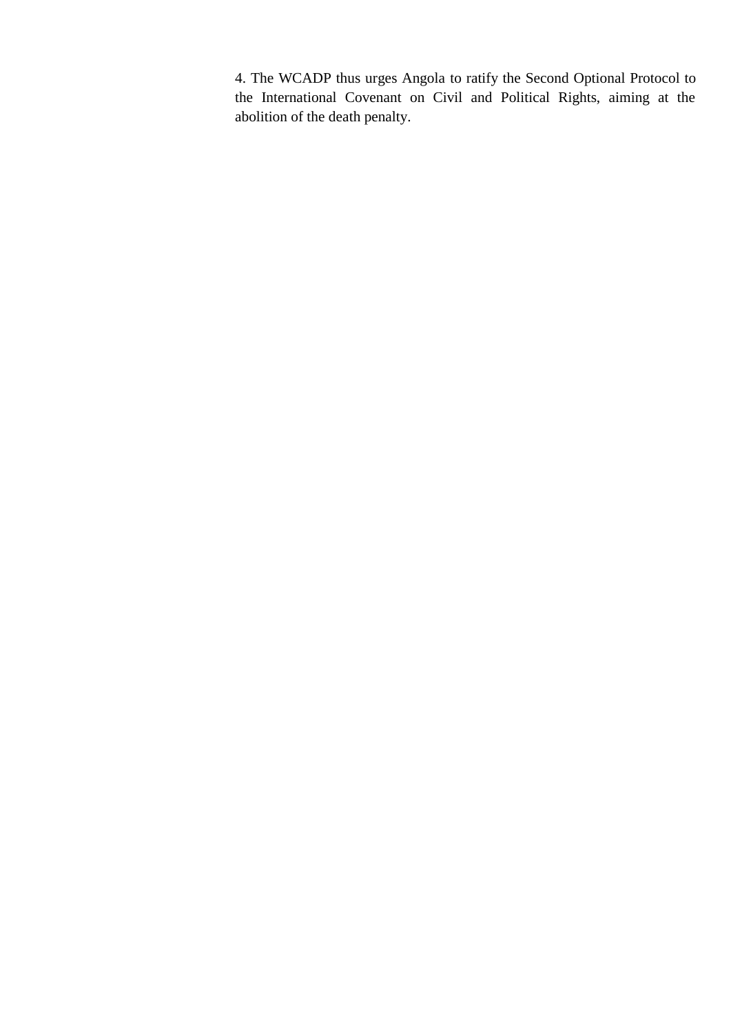4. The WCADP thus urges Angola to ratify the Second Optional Protocol to the International Covenant on Civil and Political Rights, aiming at the abolition of the death penalty.